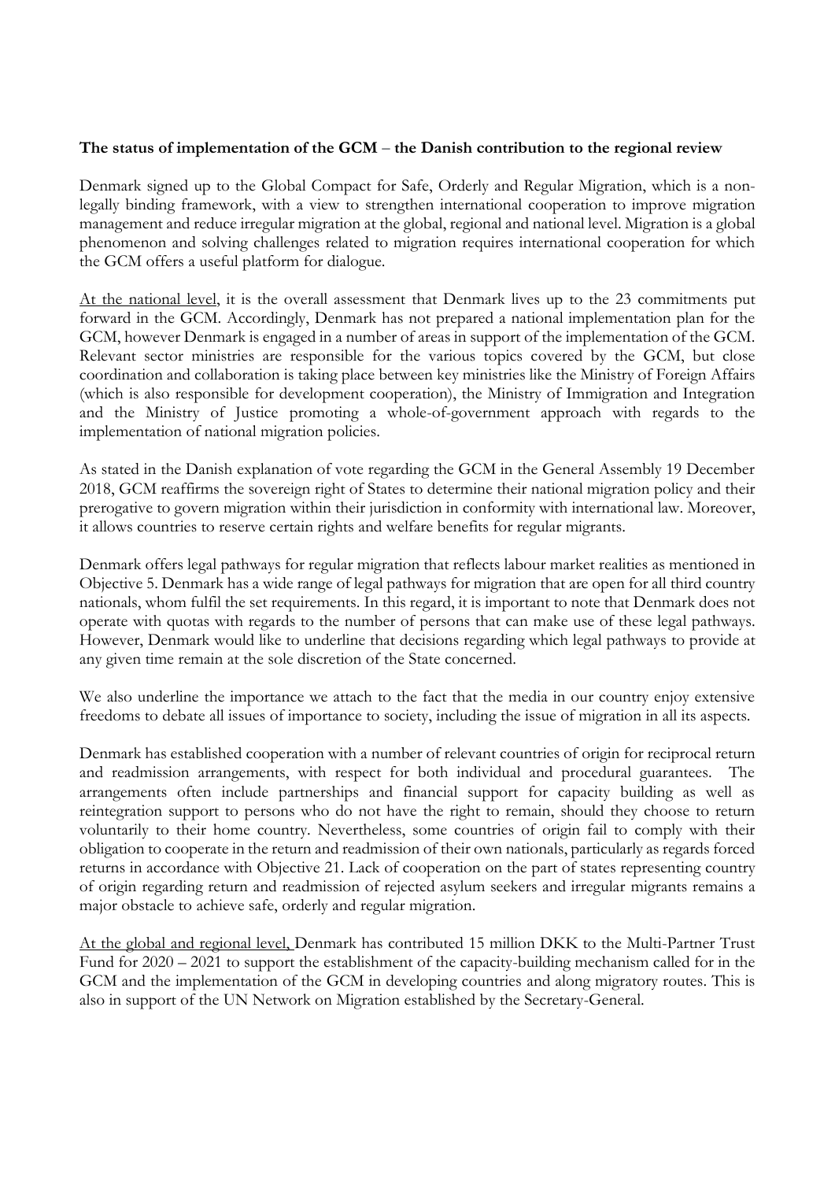**The status of implementation of the GCM – the Danish contribution to the regional review**

Denmark signed up to the Global Compact for Safe, Orderly and Regular Migration, which is a non-legally binding framework, with a view to strengthen international cooperation to improve migration management and reduce irregular migration at the global, regional and national level. Migration is a global phenomenon and solving challenges related to migration requires international cooperation for which the GCM offers a useful platform for dialogue.

<u>At the national level</u>, it is the overall assessment that Denmark lives up to the 23 commitments put forward in the GCM. Accordingly, Denmark has not prepared a national implementation plan for the GCM, however Denmark is engaged in a number of areas in support of the implementation of the GCM. Relevant sector ministries are responsible for the various topics covered by the GCM, but close coordination and collaboration is taking place between key ministries like the Ministry of Foreign Affairs (which is also responsible for development cooperation), the Ministry of Immigration and Integration and the Ministry of Justice promoting a whole-of-government approach with regards to the implementation of national migration policies.

As stated in the Danish explanation of vote regarding the GCM in the General Assembly 19 December 2018, GCM reaffirms the sovereign right of States to determine their national migration policy and their prerogative to govern migration within their jurisdiction in conformity with international law. Moreover, it allows countries to reserve certain rights and welfare benefits for regular migrants.

Denmark offers legal pathways for regular migration that reflects labour market realities as mentioned in Objective 5. Denmark has a wide range of legal pathways for migration that are open for all third country nationals, whom fulfil the set requirements. In this regard, it is important to note that Denmark does not operate with quotas with regards to the number of persons that can make use of these legal pathways. However, Denmark would like to underline that decisions regarding which legal pathways to provide at any given time remain at the sole discretion of the State concerned.

We also underline the importance we attach to the fact that the media in our country enjoy extensive freedoms to debate all issues of importance to society, including the issue of migration in all its aspects.

Denmark has established cooperation with a number of relevant countries of origin for reciprocal return and readmission arrangements, with respect for both individual and procedural guarantees. The arrangements often include partnerships and financial support for capacity building as well as reintegration support to persons who do not have the right to remain, should they choose to return voluntarily to their home country. Nevertheless, some countries of origin fail to comply with their obligation to cooperate in the return and readmission of their own nationals, particularly as regards forced returns in accordance with Objective 21. Lack of cooperation on the part of states representing country of origin regarding return and readmission of rejected asylum seekers and irregular migrants remains a major obstacle to achieve safe, orderly and regular migration.

<u>At the global and regional level,</u> Denmark has contributed 15 million DKK to the Multi-Partner Trust Fund for 2020 – 2021 to support the establishment of the capacity-building mechanism called for in the GCM and the implementation of the GCM in developing countries and along migratory routes. This is also in support of the UN Network on Migration established by the Secretary-General.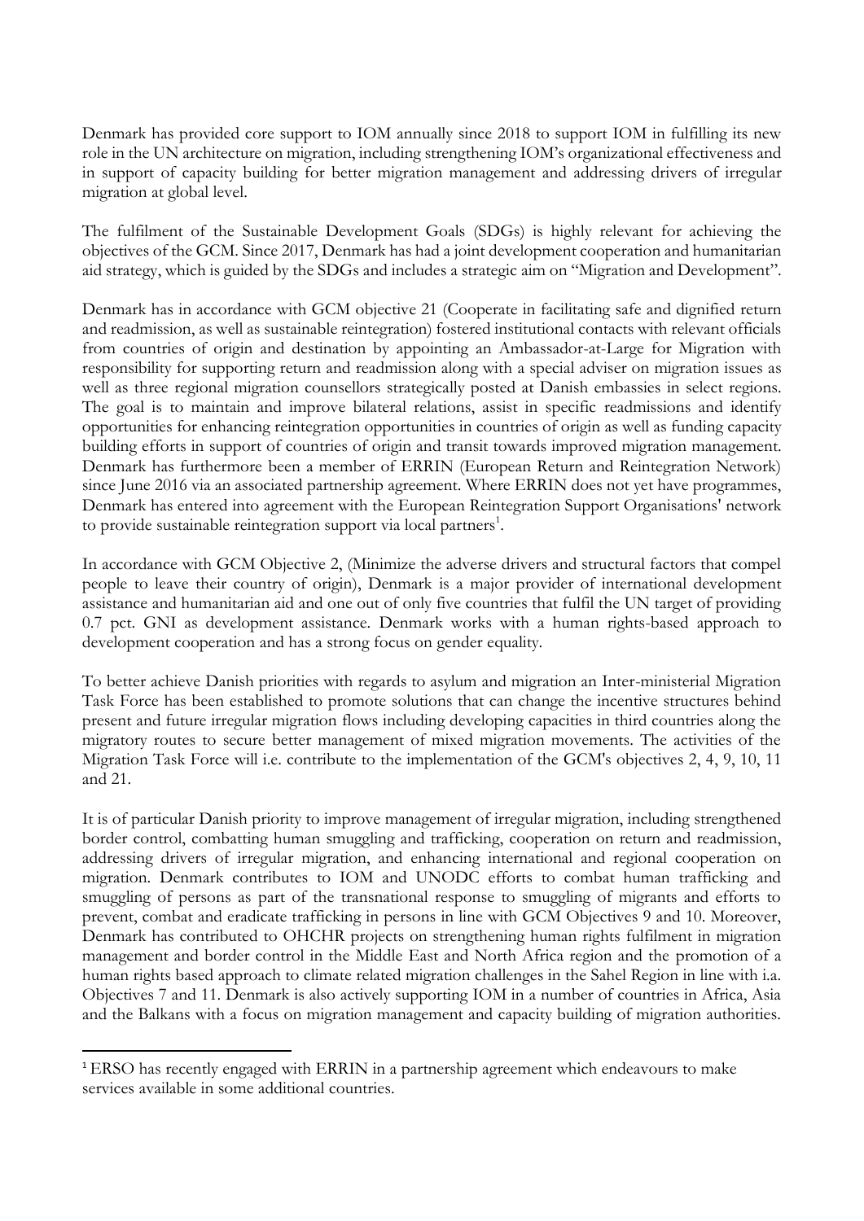Denmark has provided core support to IOM annually since 2018 to support IOM in fulfilling its new role in the UN architecture on migration, including strengthening IOM's organizational effectiveness and in support of capacity building for better migration management and addressing drivers of irregular migration at global level.

The fulfilment of the Sustainable Development Goals (SDGs) is highly relevant for achieving the objectives of the GCM. Since 2017, Denmark has had a joint development cooperation and humanitarian aid strategy, which is guided by the SDGs and includes a strategic aim on "Migration and Development".

Denmark has in accordance with GCM objective 21 (Cooperate in facilitating safe and dignified return and readmission, as well as sustainable reintegration) fostered institutional contacts with relevant officials from countries of origin and destination by appointing an Ambassador-at-Large for Migration with responsibility for supporting return and readmission along with a special adviser on migration issues as well as three regional migration counsellors strategically posted at Danish embassies in select regions. The goal is to maintain and improve bilateral relations, assist in specific readmissions and identify opportunities for enhancing reintegration opportunities in countries of origin as well as funding capacity building efforts in support of countries of origin and transit towards improved migration management. Denmark has furthermore been a member of ERRIN (European Return and Reintegration Network) since June 2016 via an associated partnership agreement. Where ERRIN does not yet have programmes, Denmark has entered into agreement with the European Reintegration Support Organisations' network to provide sustainable reintegration support via local partners[1].

In accordance with GCM Objective 2, (Minimize the adverse drivers and structural factors that compel people to leave their country of origin), Denmark is a major provider of international development assistance and humanitarian aid and one out of only five countries that fulfil the UN target of providing 0.7 pct. GNI as development assistance. Denmark works with a human rights-based approach to development cooperation and has a strong focus on gender equality.

To better achieve Danish priorities with regards to asylum and migration an Inter-ministerial Migration Task Force has been established to promote solutions that can change the incentive structures behind present and future irregular migration flows including developing capacities in third countries along the migratory routes to secure better management of mixed migration movements. The activities of the Migration Task Force will i.e. contribute to the implementation of the GCM's objectives 2, 4, 9, 10, 11 and 21.

It is of particular Danish priority to improve management of irregular migration, including strengthened border control, combatting human smuggling and trafficking, cooperation on return and readmission, addressing drivers of irregular migration, and enhancing international and regional cooperation on migration. Denmark contributes to IOM and UNODC efforts to combat human trafficking and smuggling of persons as part of the transnational response to smuggling of migrants and efforts to prevent, combat and eradicate trafficking in persons in line with GCM Objectives 9 and 10. Moreover, Denmark has contributed to OHCHR projects on strengthening human rights fulfilment in migration management and border control in the Middle East and North Africa region and the promotion of a human rights based approach to climate related migration challenges in the Sahel Region in line with i.a. Objectives 7 and 11. Denmark is also actively supporting IOM in a number of countries in Africa, Asia and the Balkans with a focus on migration management and capacity building of migration authorities.

---

[1] ERSO has recently engaged with ERRIN in a partnership agreement which endeavours to make services available in some additional countries.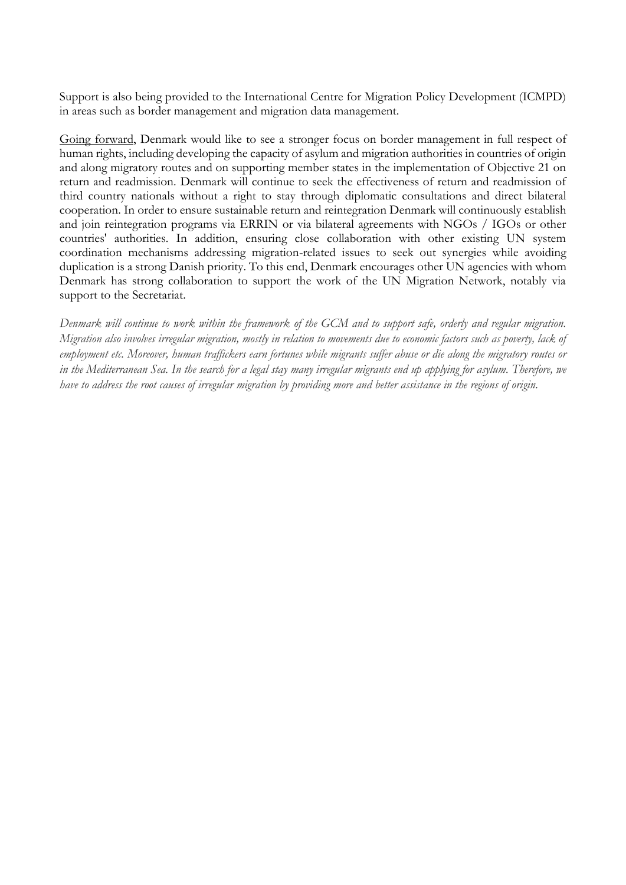Support is also being provided to the International Centre for Migration Policy Development (ICMPD) in areas such as border management and migration data management.

Going forward, Denmark would like to see a stronger focus on border management in full respect of human rights, including developing the capacity of asylum and migration authorities in countries of origin and along migratory routes and on supporting member states in the implementation of Objective 21 on return and readmission. Denmark will continue to seek the effectiveness of return and readmission of third country nationals without a right to stay through diplomatic consultations and direct bilateral cooperation. In order to ensure sustainable return and reintegration Denmark will continuously establish and join reintegration programs via ERRIN or via bilateral agreements with NGOs / IGOs or other countries' authorities. In addition, ensuring close collaboration with other existing UN system coordination mechanisms addressing migration-related issues to seek out synergies while avoiding duplication is a strong Danish priority. To this end, Denmark encourages other UN agencies with whom Denmark has strong collaboration to support the work of the UN Migration Network, notably via support to the Secretariat.

*Denmark will continue to work within the framework of the GCM and to support safe, orderly and regular migration. Migration also involves irregular migration, mostly in relation to movements due to economic factors such as poverty, lack of employment etc. Moreover, human traffickers earn fortunes while migrants suffer abuse or die along the migratory routes or in the Mediterranean Sea. In the search for a legal stay many irregular migrants end up applying for asylum. Therefore, we have to address the root causes of irregular migration by providing more and better assistance in the regions of origin.*